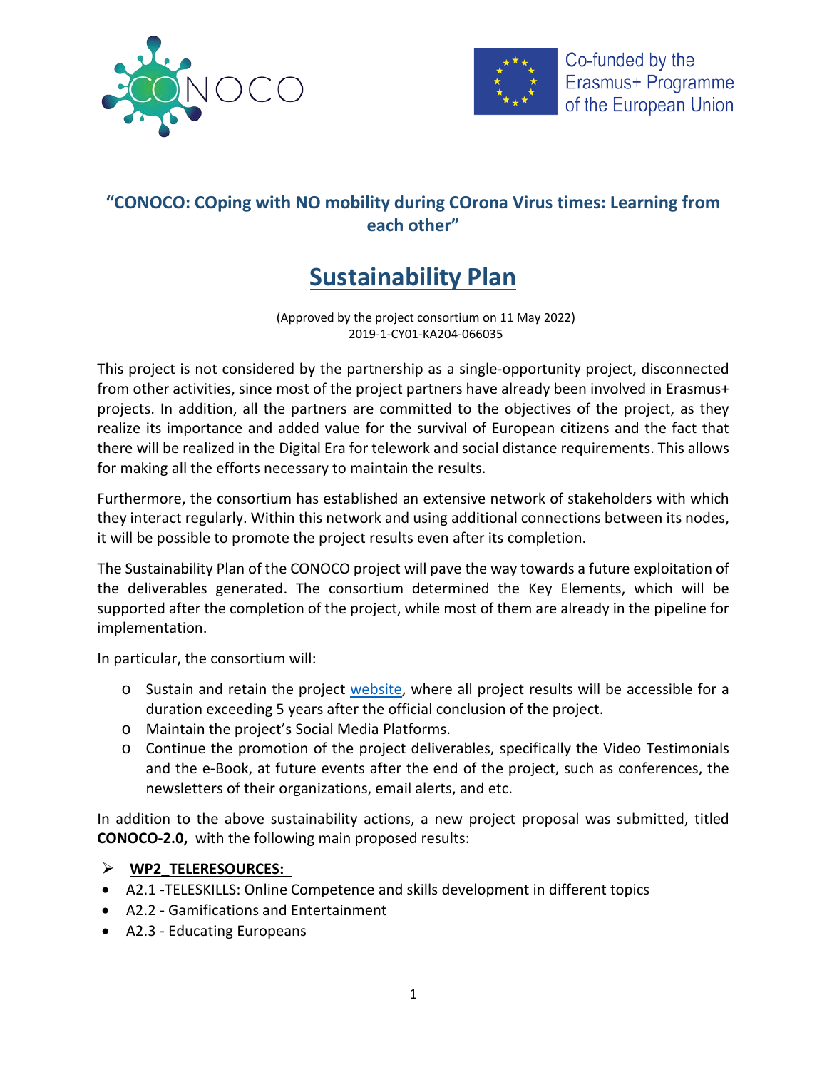**"CONOCO: COping with NO mobility during COrona Virus times: Learning from each other"**

# Sustainability Plan

(Approved by the project consortium on 11 May 2022)
2019-1-CY01-KA204-066035

This project is not considered by the partnership as a single-opportunity project, disconnected from other activities, since most of the project partners have already been involved in Erasmus+ projects. In addition, all the partners are committed to the objectives of the project, as they realize its importance and added value for the survival of European citizens and the fact that there will be realized in the Digital Era for telework and social distance requirements. This allows for making all the efforts necessary to maintain the results.

Furthermore, the consortium has established an extensive network of stakeholders with which they interact regularly. Within this network and using additional connections between its nodes, it will be possible to promote the project results even after its completion.

The Sustainability Plan of the CONOCO project will pave the way towards a future exploitation of the deliverables generated. The consortium determined the Key Elements, which will be supported after the completion of the project, while most of them are already in the pipeline for implementation.

In particular, the consortium will:

- Sustain and retain the project website, where all project results will be accessible for a duration exceeding 5 years after the official conclusion of the project.
- Maintain the project's Social Media Platforms.
- Continue the promotion of the project deliverables, specifically the Video Testimonials and the e-Book, at future events after the end of the project, such as conferences, the newsletters of their organizations, email alerts, and etc.

In addition to the above sustainability actions, a new project proposal was submitted, titled **CONOCO-2.0,** with the following main proposed results:

- **WP2_TELERESOURCES:**
- A2.1 -TELESKILLS: Online Competence and skills development in different topics
- A2.2 - Gamifications and Entertainment
- A2.3 - Educating Europeans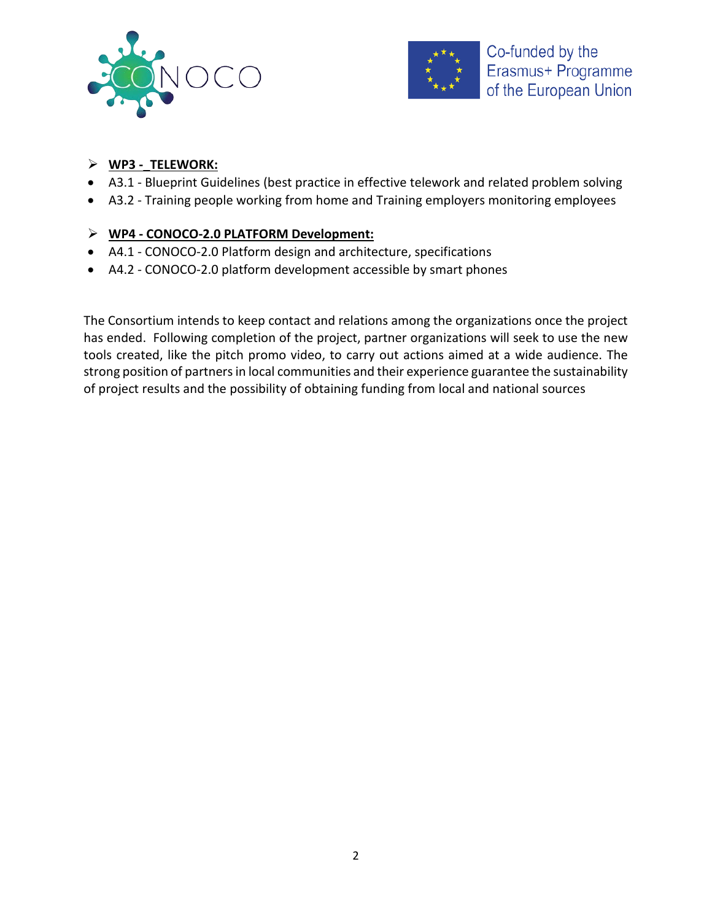- **WP3 - _TELEWORK:**

- A3.1 - Blueprint Guidelines (best practice in effective telework and related problem solving
- A3.2 - Training people working from home and Training employers monitoring employees

- **WP4 - CONOCO-2.0 PLATFORM Development:**

- A4.1 - CONOCO-2.0 Platform design and architecture, specifications
- A4.2 - CONOCO-2.0 platform development accessible by smart phones

The Consortium intends to keep contact and relations among the organizations once the project has ended. Following completion of the project, partner organizations will seek to use the new tools created, like the pitch promo video, to carry out actions aimed at a wide audience. The strong position of partners in local communities and their experience guarantee the sustainability of project results and the possibility of obtaining funding from local and national sources